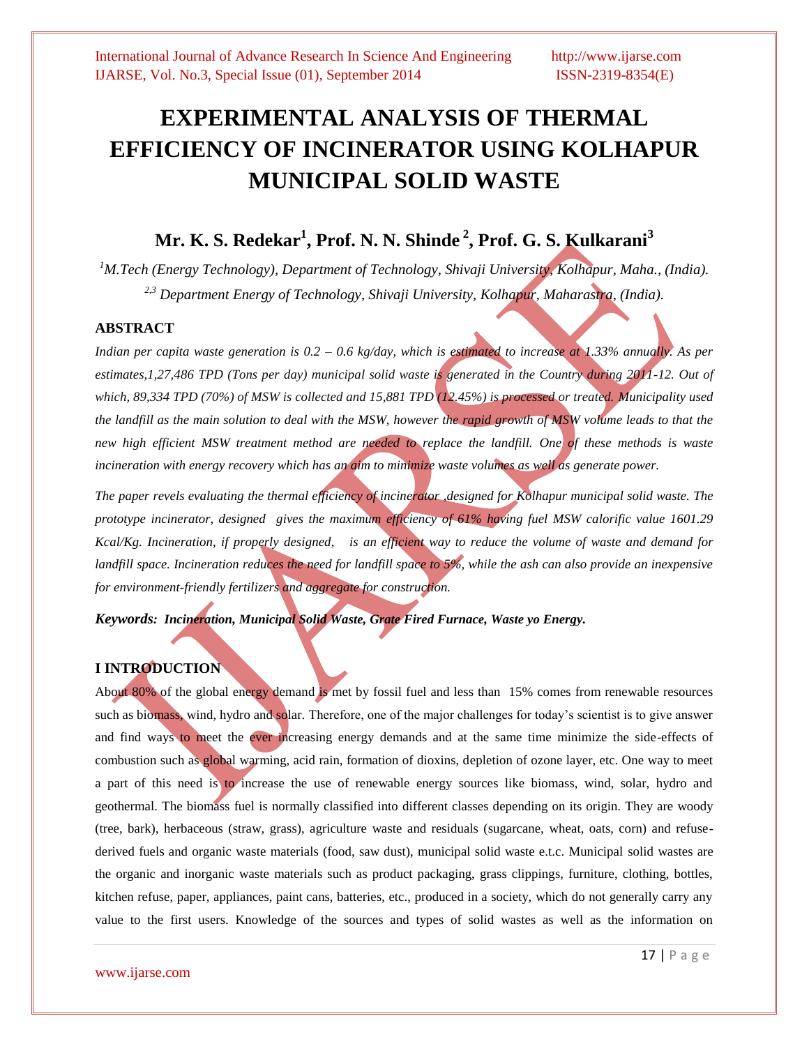# EXPERIMENTAL ANALYSIS OF THERMAL EFFICIENCY OF INCINERATOR USING KOLHAPUR MUNICIPAL SOLID WASTE

## Mr. K. S. Redekar[1], Prof. N. N. Shinde[2], Prof. G. S. Kulkarani[3]

*[1]M.Tech (Energy Technology), Department of Technology, Shivaji University, Kolhapur, Maha., (India).*
*[2,3] Department Energy of Technology, Shivaji University, Kolhapur, Maharastra, (India).*

### ABSTRACT

*Indian per capita waste generation is 0.2 – 0.6 kg/day, which is estimated to increase at 1.33% annually. As per estimates,1,27,486 TPD (Tons per day) municipal solid waste is generated in the Country during 2011-12. Out of which, 89,334 TPD (70%) of MSW is collected and 15,881 TPD (12.45%) is processed or treated. Municipality used the landfill as the main solution to deal with the MSW, however the rapid growth of MSW volume leads to that the new high efficient MSW treatment method are needed to replace the landfill. One of these methods is waste incineration with energy recovery which has an aim to minimize waste volumes as well as generate power.*

*The paper revels evaluating the thermal efficiency of incinerator ,designed for Kolhapur municipal solid waste. The prototype incinerator, designed gives the maximum efficiency of 61% having fuel MSW calorific value 1601.29 Kcal/Kg. Incineration, if properly designed, is an efficient way to reduce the volume of waste and demand for landfill space. Incineration reduces the need for landfill space to 5%, while the ash can also provide an inexpensive for environment-friendly fertilizers and aggregate for construction.*

***Keywords: Incineration, Municipal Solid Waste, Grate Fired Furnace, Waste yo Energy.***

### I INTRODUCTION

About 80% of the global energy demand is met by fossil fuel and less than 15% comes from renewable resources such as biomass, wind, hydro and solar. Therefore, one of the major challenges for today's scientist is to give answer and find ways to meet the ever increasing energy demands and at the same time minimize the side-effects of combustion such as global warming, acid rain, formation of dioxins, depletion of ozone layer, etc. One way to meet a part of this need is to increase the use of renewable energy sources like biomass, wind, solar, hydro and geothermal. The biomass fuel is normally classified into different classes depending on its origin. They are woody (tree, bark), herbaceous (straw, grass), agriculture waste and residuals (sugarcane, wheat, oats, corn) and refuse-derived fuels and organic waste materials (food, saw dust), municipal solid waste e.t.c. Municipal solid wastes are the organic and inorganic waste materials such as product packaging, grass clippings, furniture, clothing, bottles, kitchen refuse, paper, appliances, paint cans, batteries, etc., produced in a society, which do not generally carry any value to the first users. Knowledge of the sources and types of solid wastes as well as the information on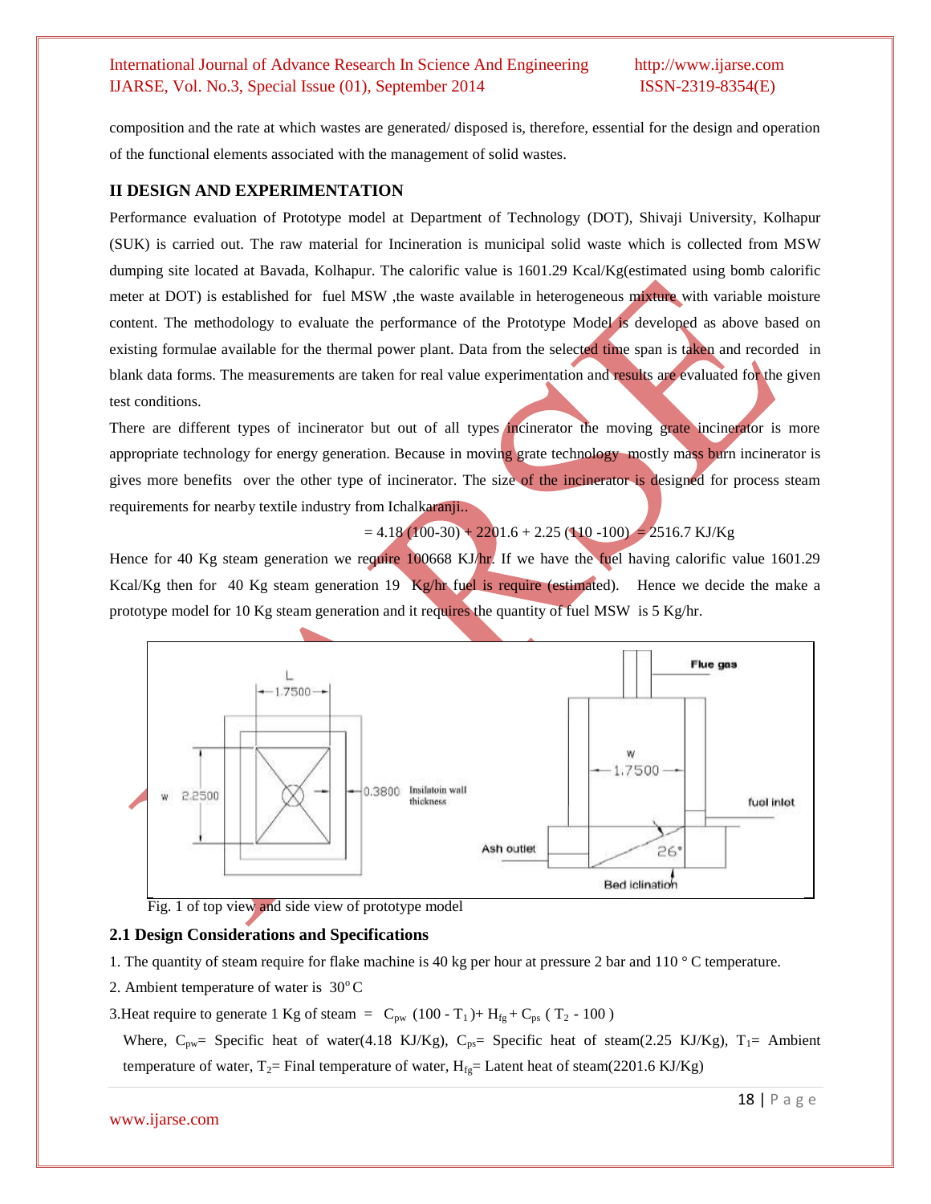composition and the rate at which wastes are generated/ disposed is, therefore, essential for the design and operation of the functional elements associated with the management of solid wastes.

## II DESIGN AND EXPERIMENTATION

Performance evaluation of Prototype model at Department of Technology (DOT), Shivaji University, Kolhapur (SUK) is carried out. The raw material for Incineration is municipal solid waste which is collected from MSW dumping site located at Bavada, Kolhapur. The calorific value is 1601.29 Kcal/Kg(estimated using bomb calorific meter at DOT) is established for fuel MSW ,the waste available in heterogeneous mixture with variable moisture content. The methodology to evaluate the performance of the Prototype Model is developed as above based on existing formulae available for the thermal power plant. Data from the selected time span is taken and recorded in blank data forms. The measurements are taken for real value experimentation and results are evaluated for the given test conditions.

There are different types of incinerator but out of all types incinerator the moving grate incinerator is more appropriate technology for energy generation. Because in moving grate technology mostly mass burn incinerator is gives more benefits over the other type of incinerator. The size of the incinerator is designed for process steam requirements for nearby textile industry from Ichalkaranji..

$$= 4.18\,(100-30) + 2201.6 + 2.25\,(110 - 100) = 2516.7 \text{ KJ/Kg}$$

Hence for 40 Kg steam generation we require 100668 KJ/hr. If we have the fuel having calorific value 1601.29 Kcal/Kg then for 40 Kg steam generation 19 Kg/hr fuel is require (estimated). Hence we decide the make a prototype model for 10 Kg steam generation and it requires the quantity of fuel MSW is 5 Kg/hr.

Fig. 1 of top view and side view of prototype model

### 2.1 Design Considerations and Specifications

1. The quantity of steam require for flake machine is 40 kg per hour at pressure 2 bar and 110 ° C temperature.
2. Ambient temperature of water is 30° C
3. Heat require to generate 1 Kg of steam = $C_{pw}$ (100 - $T_1$ )+ $H_{fg}$ + $C_{ps}$ ( $T_2$ - 100 )

   Where, $C_{pw}$= Specific heat of water(4.18 KJ/Kg), $C_{ps}$= Specific heat of steam(2.25 KJ/Kg), $T_1$= Ambient temperature of water, $T_2$= Final temperature of water, $H_{fg}$= Latent heat of steam(2201.6 KJ/Kg)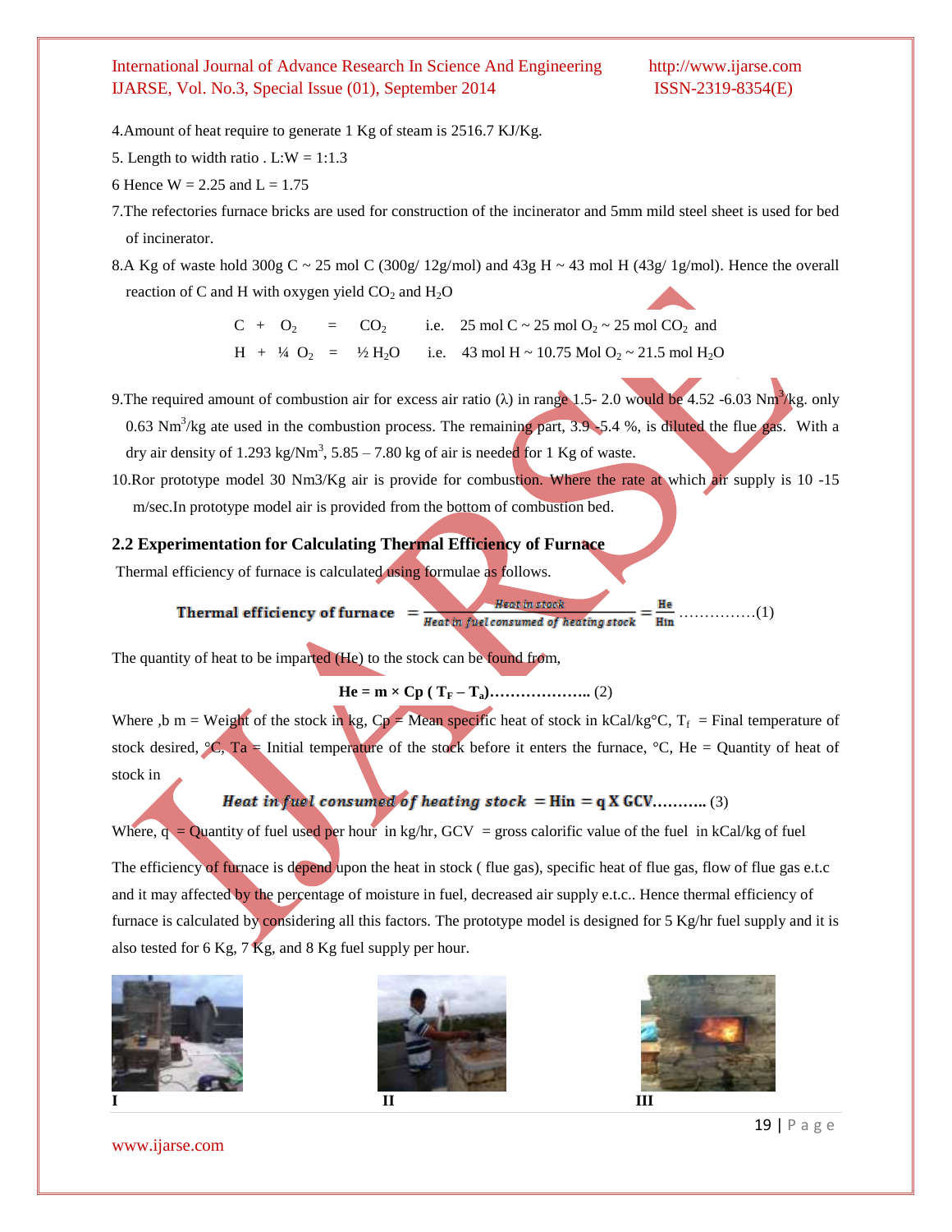4.Amount of heat require to generate 1 Kg of steam is 2516.7 KJ/Kg.

5. Length to width ratio . L:W = 1:1.3

6 Hence W = 2.25 and L = 1.75

7.The refectories furnace bricks are used for construction of the incinerator and 5mm mild steel sheet is used for bed of incinerator.

8.A Kg of waste hold 300g C ~ 25 mol C (300g/ 12g/mol) and 43g H ~ 43 mol H (43g/ 1g/mol). Hence the overall reaction of C and H with oxygen yield $CO_2$ and $H_2O$

$$C + O_2 = CO_2 \quad \text{i.e.} \quad 25 \text{ mol C} \sim 25 \text{ mol } O_2 \sim 25 \text{ mol } CO_2 \text{ and}$$

$$H + \tfrac{1}{4} O_2 = \tfrac{1}{2} H_2O \quad \text{i.e.} \quad 43 \text{ mol H} \sim 10.75 \text{ Mol } O_2 \sim 21.5 \text{ mol } H_2O$$

9.The required amount of combustion air for excess air ratio (λ) in range 1.5- 2.0 would be 4.52 -6.03 $Nm^3$/kg. only 0.63 $Nm^3$/kg ate used in the combustion process. The remaining part, 3.9 -5.4 %, is diluted the flue gas. With a dry air density of 1.293 kg/$Nm^3$, 5.85 – 7.80 kg of air is needed for 1 Kg of waste.

10.Ror prototype model 30 Nm3/Kg air is provide for combustion. Where the rate at which air supply is 10 -15 m/sec.In prototype model air is provided from the bottom of combustion bed.

### 2.2 Experimentation for Calculating Thermal Efficiency of Furnace

Thermal efficiency of furnace is calculated using formulae as follows.

$$\textbf{Thermal efficiency of furnace} = \frac{\text{Heat in stock}}{\text{Heat in fuel consumed of heating stock}} = \frac{He}{Hin} \quad \ldots\ldots\ldots\ldots(1)$$

The quantity of heat to be imparted (He) to the stock can be found from,

$$\mathbf{He = m \times Cp\ (T_F - T_a)} \ldots\ldots\ldots\ldots\ldots\ldots\ (2)$$

Where ,b m = Weight of the stock in kg, Cp = Mean specific heat of stock in kCal/kg°C, $T_f$ = Final temperature of stock desired, °C, Ta = Initial temperature of the stock before it enters the furnace, °C, He = Quantity of heat of stock in

$$\textbf{Heat in fuel consumed of heating stock} = \mathbf{Hin = q \times GCV} \ldots\ldots\ldots\ (3)$$

Where, q = Quantity of fuel used per hour in kg/hr, GCV = gross calorific value of the fuel in kCal/kg of fuel

The efficiency of furnace is depend upon the heat in stock ( flue gas), specific heat of flue gas, flow of flue gas e.t.c and it may affected by the percentage of moisture in fuel, decreased air supply e.t.c.. Hence thermal efficiency of furnace is calculated by considering all this factors. The prototype model is designed for 5 Kg/hr fuel supply and it is also tested for 6 Kg, 7 Kg, and 8 Kg fuel supply per hour.

I II III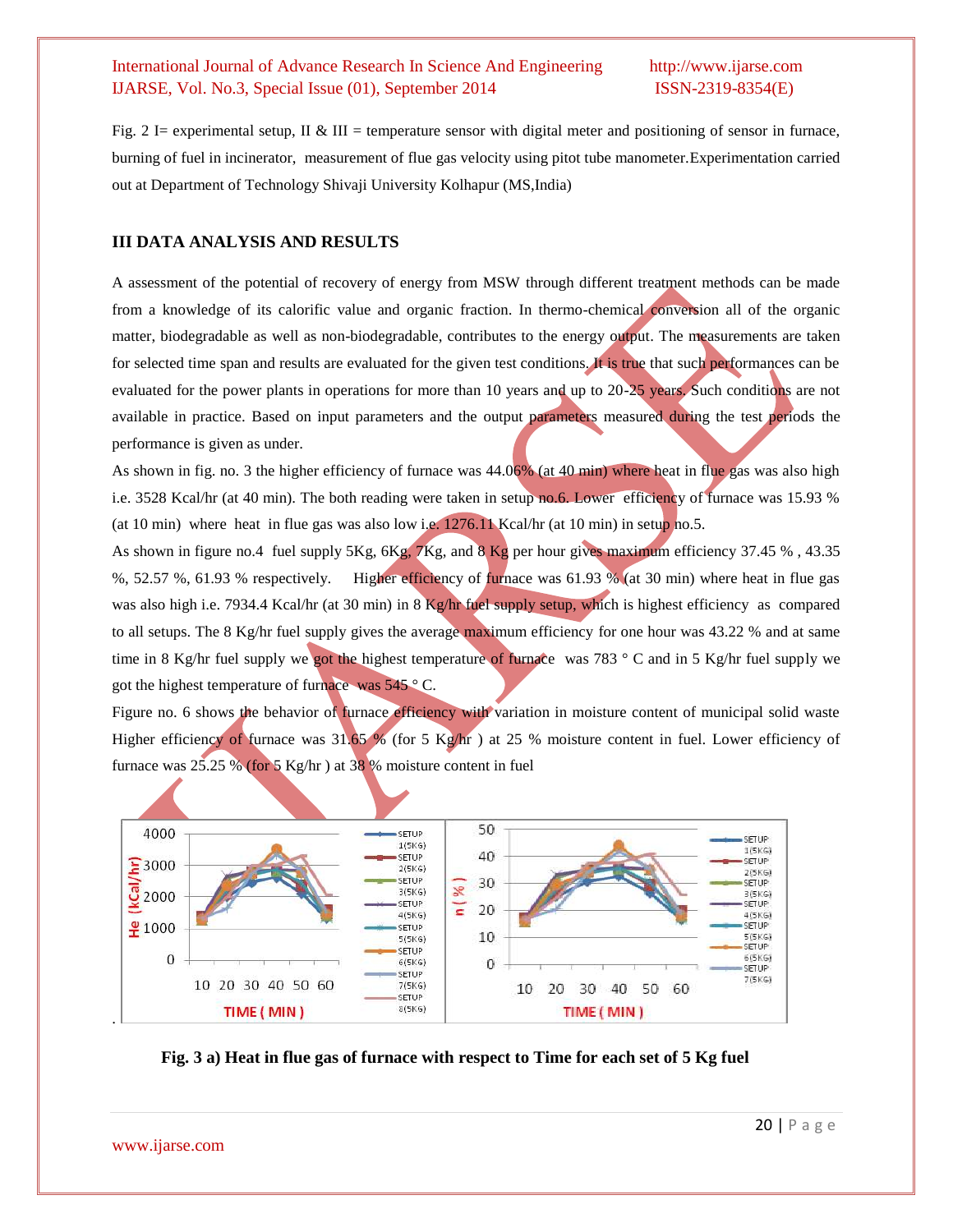Fig. 2 I= experimental setup, II & III = temperature sensor with digital meter and positioning of sensor in furnace, burning of fuel in incinerator, measurement of flue gas velocity using pitot tube manometer.Experimentation carried out at Department of Technology Shivaji University Kolhapur (MS,India)

## III DATA ANALYSIS AND RESULTS

A assessment of the potential of recovery of energy from MSW through different treatment methods can be made from a knowledge of its calorific value and organic fraction. In thermo-chemical conversion all of the organic matter, biodegradable as well as non-biodegradable, contributes to the energy output. The measurements are taken for selected time span and results are evaluated for the given test conditions. It is true that such performances can be evaluated for the power plants in operations for more than 10 years and up to 20-25 years. Such conditions are not available in practice. Based on input parameters and the output parameters measured during the test periods the performance is given as under.

As shown in fig. no. 3 the higher efficiency of furnace was 44.06% (at 40 min) where heat in flue gas was also high i.e. 3528 Kcal/hr (at 40 min). The both reading were taken in setup no.6. Lower efficiency of furnace was 15.93 % (at 10 min) where heat in flue gas was also low i.e. 1276.11 Kcal/hr (at 10 min) in setup no.5.

As shown in figure no.4 fuel supply 5Kg, 6Kg, 7Kg, and 8 Kg per hour gives maximum efficiency 37.45 % , 43.35 %, 52.57 %, 61.93 % respectively. Higher efficiency of furnace was 61.93 % (at 30 min) where heat in flue gas was also high i.e. 7934.4 Kcal/hr (at 30 min) in 8 Kg/hr fuel supply setup, which is highest efficiency as compared to all setups. The 8 Kg/hr fuel supply gives the average maximum efficiency for one hour was 43.22 % and at same time in 8 Kg/hr fuel supply we got the highest temperature of furnace was 783 ° C and in 5 Kg/hr fuel supply we got the highest temperature of furnace was 545 ° C.

Figure no. 6 shows the behavior of furnace efficiency with variation in moisture content of municipal solid waste Higher efficiency of furnace was 31.65 % (for 5 Kg/hr ) at 25 % moisture content in fuel. Lower efficiency of furnace was 25.25 % (for 5 Kg/hr ) at 38 % moisture content in fuel

**Fig. 3 a) Heat in flue gas of furnace with respect to Time for each set of 5 Kg fuel**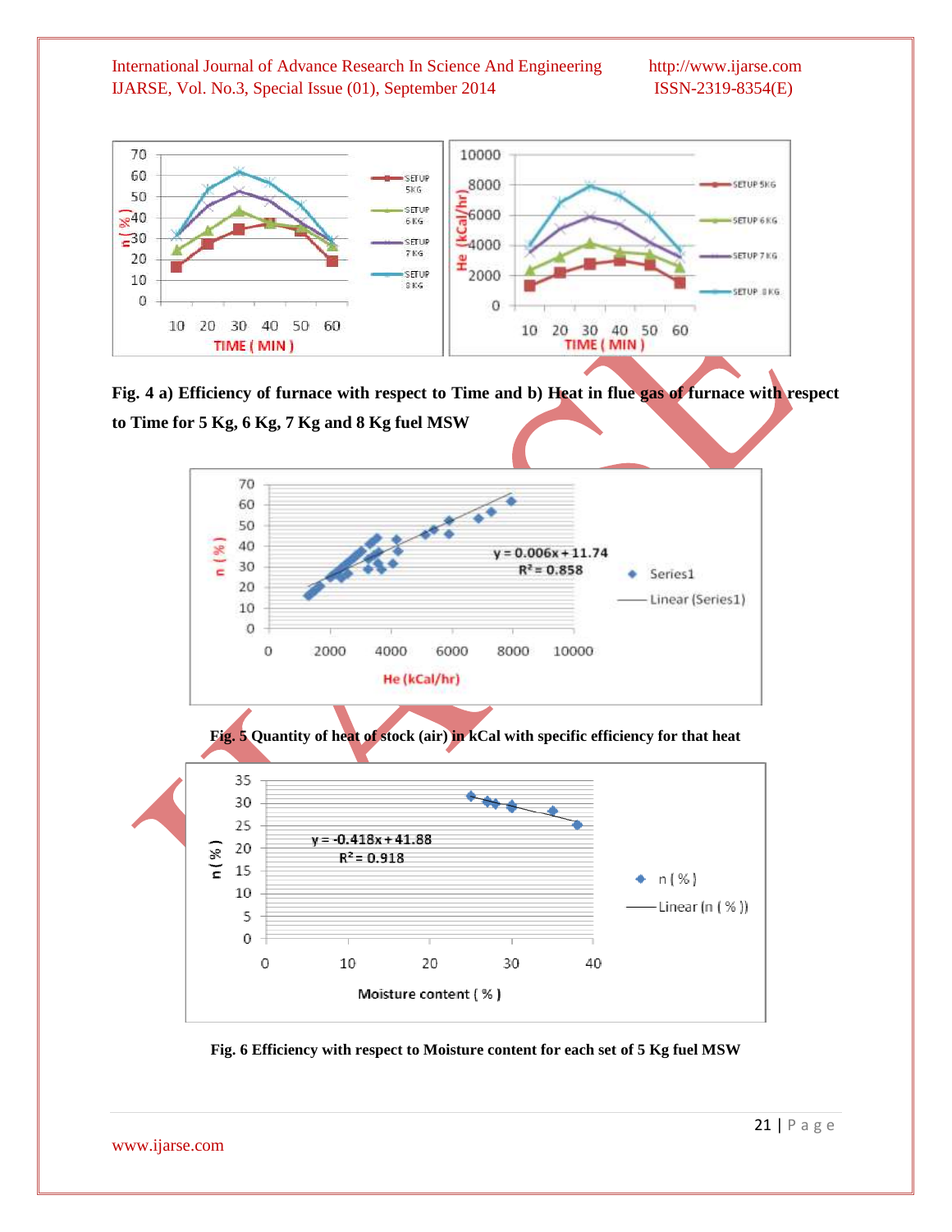Fig. 4 a) Efficiency of furnace with respect to Time and b) Heat in flue gas of furnace with respect to Time for 5 Kg, 6 Kg, 7 Kg and 8 Kg fuel MSW

Fig. 5 Quantity of heat of stock (air) in kCal with specific efficiency for that heat

Fig. 6 Efficiency with respect to Moisture content for each set of 5 Kg fuel MSW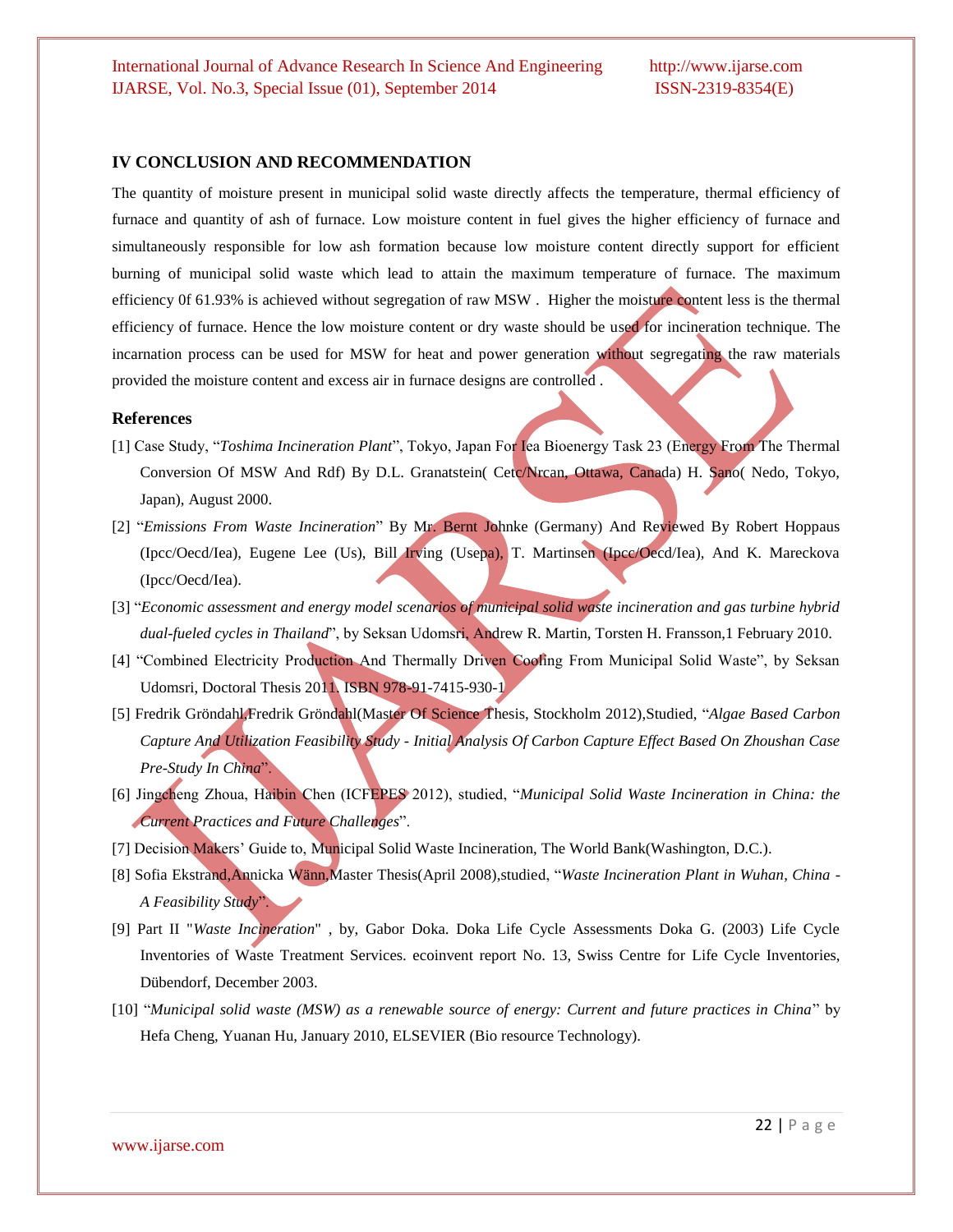## IV CONCLUSION AND RECOMMENDATION

The quantity of moisture present in municipal solid waste directly affects the temperature, thermal efficiency of furnace and quantity of ash of furnace. Low moisture content in fuel gives the higher efficiency of furnace and simultaneously responsible for low ash formation because low moisture content directly support for efficient burning of municipal solid waste which lead to attain the maximum temperature of furnace. The maximum efficiency 0f 61.93% is achieved without segregation of raw MSW . Higher the moisture content less is the thermal efficiency of furnace. Hence the low moisture content or dry waste should be used for incineration technique. The incarnation process can be used for MSW for heat and power generation without segregating the raw materials provided the moisture content and excess air in furnace designs are controlled .

### References

[1] Case Study, "*Toshima Incineration Plant*", Tokyo, Japan For Iea Bioenergy Task 23 (Energy From The Thermal Conversion Of MSW And Rdf) By D.L. Granatstein( Cetc/Nrcan, Ottawa, Canada) H. Sano( Nedo, Tokyo, Japan), August 2000.

[2] "*Emissions From Waste Incineration*" By Mr. Bernt Johnke (Germany) And Reviewed By Robert Hoppaus (Ipcc/Oecd/Iea), Eugene Lee (Us), Bill Irving (Usepa), T. Martinsen (Ipcc/Oecd/Iea), And K. Mareckova (Ipcc/Oecd/Iea).

[3] "*Economic assessment and energy model scenarios of municipal solid waste incineration and gas turbine hybrid dual-fueled cycles in Thailand*", by Seksan Udomsri, Andrew R. Martin, Torsten H. Fransson,1 February 2010.

[4] "Combined Electricity Production And Thermally Driven Cooling From Municipal Solid Waste", by Seksan Udomsri, Doctoral Thesis 2011. ISBN 978-91-7415-930-1

[5] Fredrik Gröndahl,Fredrik Gröndahl(Master Of Science Thesis, Stockholm 2012),Studied, "*Algae Based Carbon Capture And Utilization Feasibility Study - Initial Analysis Of Carbon Capture Effect Based On Zhoushan Case Pre-Study In China*".

[6] Jingcheng Zhoua, Haibin Chen (ICFEPES 2012), studied, "*Municipal Solid Waste Incineration in China: the Current Practices and Future Challenges*".

[7] Decision Makers' Guide to, Municipal Solid Waste Incineration, The World Bank(Washington, D.C.).

[8] Sofia Ekstrand,Annicka Wänn,Master Thesis(April 2008),studied, "*Waste Incineration Plant in Wuhan, China - A Feasibility Study*".

[9] Part II "*Waste Incineration*" , by, Gabor Doka. Doka Life Cycle Assessments Doka G. (2003) Life Cycle Inventories of Waste Treatment Services. ecoinvent report No. 13, Swiss Centre for Life Cycle Inventories, Dübendorf, December 2003.

[10] "*Municipal solid waste (MSW) as a renewable source of energy: Current and future practices in China*" by Hefa Cheng, Yuanan Hu, January 2010, ELSEVIER (Bio resource Technology).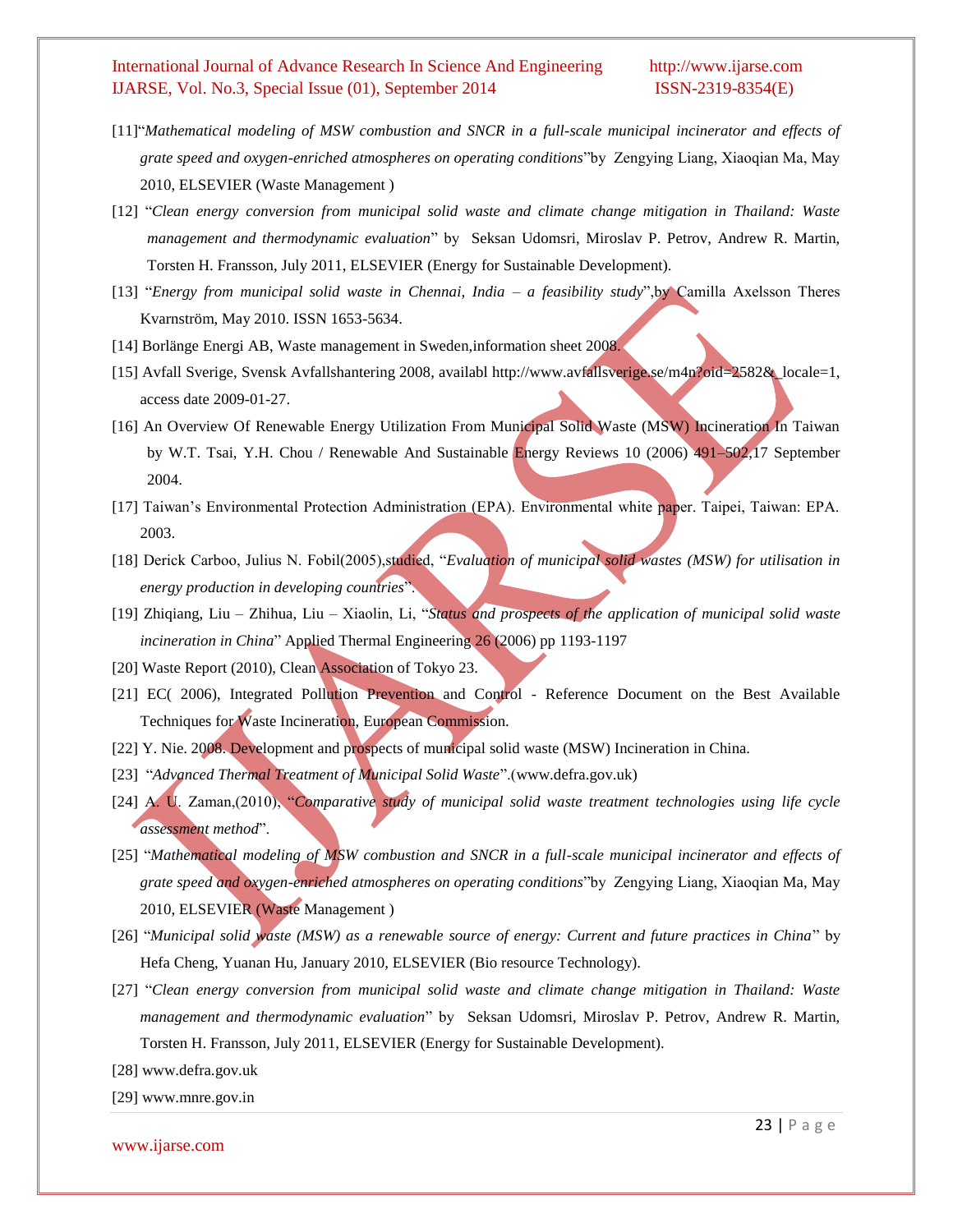[11]"*Mathematical modeling of MSW combustion and SNCR in a full-scale municipal incinerator and effects of grate speed and oxygen-enriched atmospheres on operating conditions*"by Zengying Liang, Xiaoqian Ma, May 2010, ELSEVIER (Waste Management )

[12] "*Clean energy conversion from municipal solid waste and climate change mitigation in Thailand: Waste management and thermodynamic evaluation*" by Seksan Udomsri, Miroslav P. Petrov, Andrew R. Martin, Torsten H. Fransson, July 2011, ELSEVIER (Energy for Sustainable Development).

[13] "*Energy from municipal solid waste in Chennai, India – a feasibility study*",by Camilla Axelsson Theres Kvarnström, May 2010. ISSN 1653-5634.

[14] Borlänge Energi AB, Waste management in Sweden,information sheet 2008.

[15] Avfall Sverige, Svensk Avfallshantering 2008, availabl http://www.avfallsverige.se/m4n?oid=2582&_locale=1, access date 2009-01-27.

[16] An Overview Of Renewable Energy Utilization From Municipal Solid Waste (MSW) Incineration In Taiwan by W.T. Tsai, Y.H. Chou / Renewable And Sustainable Energy Reviews 10 (2006) 491–502,17 September 2004.

[17] Taiwan's Environmental Protection Administration (EPA). Environmental white paper. Taipei, Taiwan: EPA. 2003.

[18] Derick Carboo, Julius N. Fobil(2005),studied, "*Evaluation of municipal solid wastes (MSW) for utilisation in energy production in developing countries*".

[19] Zhiqiang, Liu – Zhihua, Liu – Xiaolin, Li, "*Status and prospects of the application of municipal solid waste incineration in China*" Applied Thermal Engineering 26 (2006) pp 1193-1197

[20] Waste Report (2010), Clean Association of Tokyo 23.

[21] EC( 2006), Integrated Pollution Prevention and Control - Reference Document on the Best Available Techniques for Waste Incineration, European Commission.

[22] Y. Nie. 2008. Development and prospects of municipal solid waste (MSW) Incineration in China.

[23] "*Advanced Thermal Treatment of Municipal Solid Waste*".(www.defra.gov.uk)

[24] A. U. Zaman,(2010), "*Comparative study of municipal solid waste treatment technologies using life cycle assessment method*".

[25] "*Mathematical modeling of MSW combustion and SNCR in a full-scale municipal incinerator and effects of grate speed and oxygen-enriched atmospheres on operating conditions*"by Zengying Liang, Xiaoqian Ma, May 2010, ELSEVIER (Waste Management )

[26] "*Municipal solid waste (MSW) as a renewable source of energy: Current and future practices in China*" by Hefa Cheng, Yuanan Hu, January 2010, ELSEVIER (Bio resource Technology).

[27] "*Clean energy conversion from municipal solid waste and climate change mitigation in Thailand: Waste management and thermodynamic evaluation*" by Seksan Udomsri, Miroslav P. Petrov, Andrew R. Martin, Torsten H. Fransson, July 2011, ELSEVIER (Energy for Sustainable Development).

[28] www.defra.gov.uk

[29] www.mnre.gov.in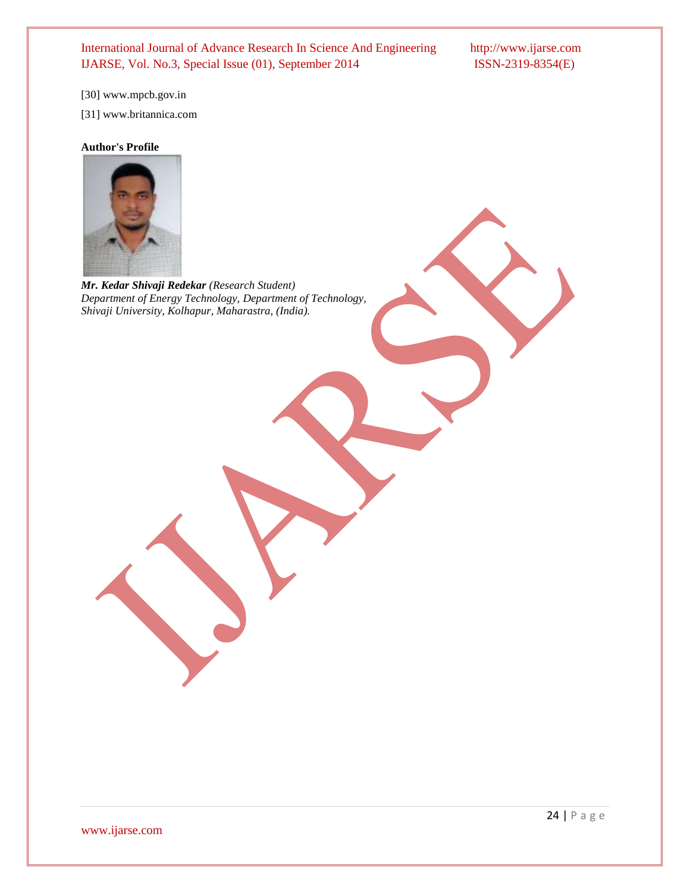[30] www.mpcb.gov.in

[31] www.britannica.com

**Author's Profile**

***Mr. Kedar Shivaji Redekar*** *(Research Student)*
*Department of Energy Technology, Department of Technology,*
*Shivaji University, Kolhapur, Maharastra, (India).*